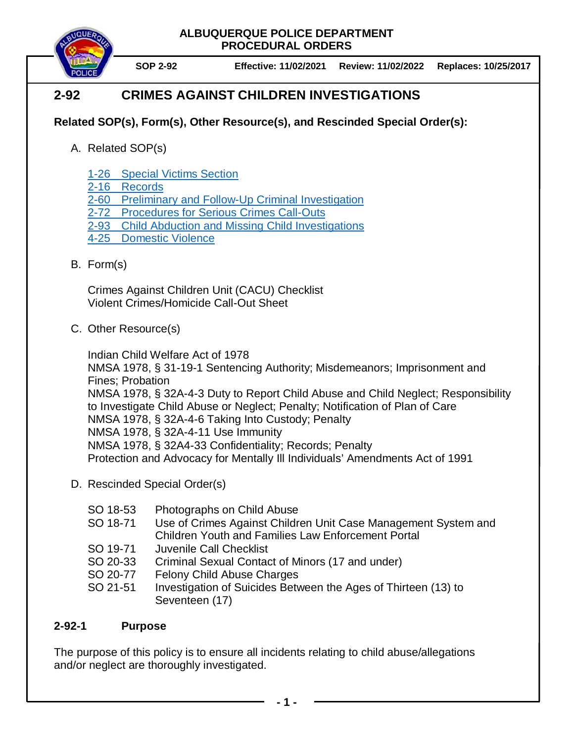**ALBUQUERQUE POLICE DEPARTMENT**
**PROCEDURAL ORDERS**

**SOP 2-92** | **Effective: 11/02/2021** | **Review: 11/02/2022** | **Replaces: 10/25/2017**

# 2-92 CRIMES AGAINST CHILDREN INVESTIGATIONS

**Related SOP(s), Form(s), Other Resource(s), and Rescinded Special Order(s):**

A. Related SOP(s)

1-26 Special Victims Section
2-16 Records
2-60 Preliminary and Follow-Up Criminal Investigation
2-72 Procedures for Serious Crimes Call-Outs
2-93 Child Abduction and Missing Child Investigations
4-25 Domestic Violence

B. Form(s)

Crimes Against Children Unit (CACU) Checklist
Violent Crimes/Homicide Call-Out Sheet

C. Other Resource(s)

Indian Child Welfare Act of 1978
NMSA 1978, § 31-19-1 Sentencing Authority; Misdemeanors; Imprisonment and Fines; Probation
NMSA 1978, § 32A-4-3 Duty to Report Child Abuse and Child Neglect; Responsibility to Investigate Child Abuse or Neglect; Penalty; Notification of Plan of Care
NMSA 1978, § 32A-4-6 Taking Into Custody; Penalty
NMSA 1978, § 32A-4-11 Use Immunity
NMSA 1978, § 32A4-33 Confidentiality; Records; Penalty
Protection and Advocacy for Mentally Ill Individuals' Amendments Act of 1991

D. Rescinded Special Order(s)

SO 18-53 Photographs on Child Abuse
SO 18-71 Use of Crimes Against Children Unit Case Management System and Children Youth and Families Law Enforcement Portal
SO 19-71 Juvenile Call Checklist
SO 20-33 Criminal Sexual Contact of Minors (17 and under)
SO 20-77 Felony Child Abuse Charges
SO 21-51 Investigation of Suicides Between the Ages of Thirteen (13) to Seventeen (17)

## 2-92-1 Purpose

The purpose of this policy is to ensure all incidents relating to child abuse/allegations and/or neglect are thoroughly investigated.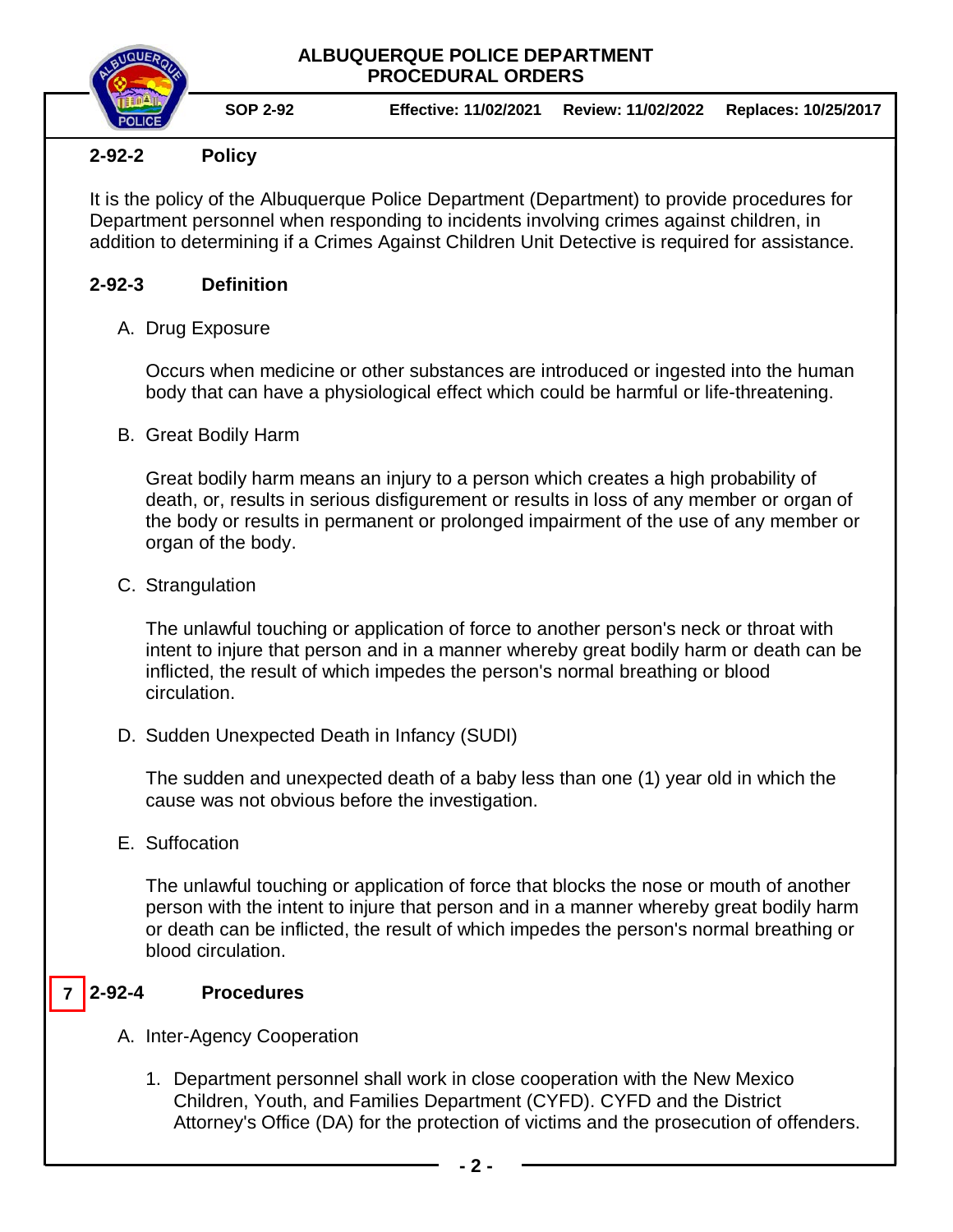## 2-92-2 Policy

It is the policy of the Albuquerque Police Department (Department) to provide procedures for Department personnel when responding to incidents involving crimes against children, in addition to determining if a Crimes Against Children Unit Detective is required for assistance.

## 2-92-3 Definition

A. Drug Exposure

Occurs when medicine or other substances are introduced or ingested into the human body that can have a physiological effect which could be harmful or life-threatening.

B. Great Bodily Harm

Great bodily harm means an injury to a person which creates a high probability of death, or, results in serious disfigurement or results in loss of any member or organ of the body or results in permanent or prolonged impairment of the use of any member or organ of the body.

C. Strangulation

The unlawful touching or application of force to another person's neck or throat with intent to injure that person and in a manner whereby great bodily harm or death can be inflicted, the result of which impedes the person's normal breathing or blood circulation.

D. Sudden Unexpected Death in Infancy (SUDI)

The sudden and unexpected death of a baby less than one (1) year old in which the cause was not obvious before the investigation.

E. Suffocation

The unlawful touching or application of force that blocks the nose or mouth of another person with the intent to injure that person and in a manner whereby great bodily harm or death can be inflicted, the result of which impedes the person's normal breathing or blood circulation.

## 7 2-92-4 Procedures

A. Inter-Agency Cooperation

1. Department personnel shall work in close cooperation with the New Mexico Children, Youth, and Families Department (CYFD). CYFD and the District Attorney's Office (DA) for the protection of victims and the prosecution of offenders.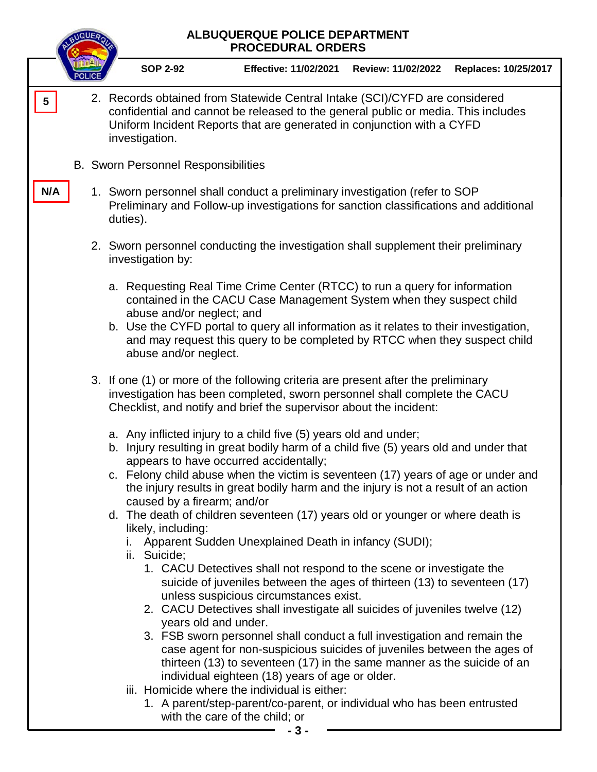5

2. Records obtained from Statewide Central Intake (SCI)/CYFD are considered confidential and cannot be released to the general public or media. This includes Uniform Incident Reports that are generated in conjunction with a CYFD investigation.

B. Sworn Personnel Responsibilities

N/A

1. Sworn personnel shall conduct a preliminary investigation (refer to SOP Preliminary and Follow-up investigations for sanction classifications and additional duties).

2. Sworn personnel conducting the investigation shall supplement their preliminary investigation by:

   a. Requesting Real Time Crime Center (RTCC) to run a query for information contained in the CACU Case Management System when they suspect child abuse and/or neglect; and
   b. Use the CYFD portal to query all information as it relates to their investigation, and may request this query to be completed by RTCC when they suspect child abuse and/or neglect.

3. If one (1) or more of the following criteria are present after the preliminary investigation has been completed, sworn personnel shall complete the CACU Checklist, and notify and brief the supervisor about the incident:

   a. Any inflicted injury to a child five (5) years old and under;
   b. Injury resulting in great bodily harm of a child five (5) years old and under that appears to have occurred accidentally;
   c. Felony child abuse when the victim is seventeen (17) years of age or under and the injury results in great bodily harm and the injury is not a result of an action caused by a firearm; and/or
   d. The death of children seventeen (17) years old or younger or where death is likely, including:
      i. Apparent Sudden Unexplained Death in infancy (SUDI);
      ii. Suicide;
         1. CACU Detectives shall not respond to the scene or investigate the suicide of juveniles between the ages of thirteen (13) to seventeen (17) unless suspicious circumstances exist.
         2. CACU Detectives shall investigate all suicides of juveniles twelve (12) years old and under.
         3. FSB sworn personnel shall conduct a full investigation and remain the case agent for non-suspicious suicides of juveniles between the ages of thirteen (13) to seventeen (17) in the same manner as the suicide of an individual eighteen (18) years of age or older.
      iii. Homicide where the individual is either:
         1. A parent/step-parent/co-parent, or individual who has been entrusted with the care of the child; or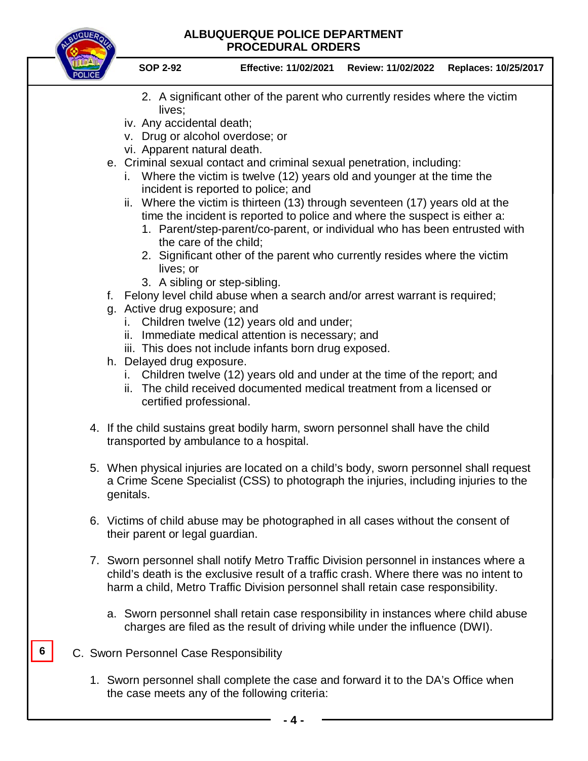2. A significant other of the parent who currently resides where the victim lives;
   iv. Any accidental death;
   v. Drug or alcohol overdose; or
   vi. Apparent natural death.
e. Criminal sexual contact and criminal sexual penetration, including:
   i. Where the victim is twelve (12) years old and younger at the time the incident is reported to police; and
   ii. Where the victim is thirteen (13) through seventeen (17) years old at the time the incident is reported to police and where the suspect is either a:
      1. Parent/step-parent/co-parent, or individual who has been entrusted with the care of the child;
      2. Significant other of the parent who currently resides where the victim lives; or
      3. A sibling or step-sibling.
f. Felony level child abuse when a search and/or arrest warrant is required;
g. Active drug exposure; and
   i. Children twelve (12) years old and under;
   ii. Immediate medical attention is necessary; and
   iii. This does not include infants born drug exposed.
h. Delayed drug exposure.
   i. Children twelve (12) years old and under at the time of the report; and
   ii. The child received documented medical treatment from a licensed or certified professional.

4. If the child sustains great bodily harm, sworn personnel shall have the child transported by ambulance to a hospital.

5. When physical injuries are located on a child's body, sworn personnel shall request a Crime Scene Specialist (CSS) to photograph the injuries, including injuries to the genitals.

6. Victims of child abuse may be photographed in all cases without the consent of their parent or legal guardian.

7. Sworn personnel shall notify Metro Traffic Division personnel in instances where a child's death is the exclusive result of a traffic crash. Where there was no intent to harm a child, Metro Traffic Division personnel shall retain case responsibility.

   a. Sworn personnel shall retain case responsibility in instances where child abuse charges are filed as the result of driving while under the influence (DWI).

6

C. Sworn Personnel Case Responsibility

1. Sworn personnel shall complete the case and forward it to the DA's Office when the case meets any of the following criteria: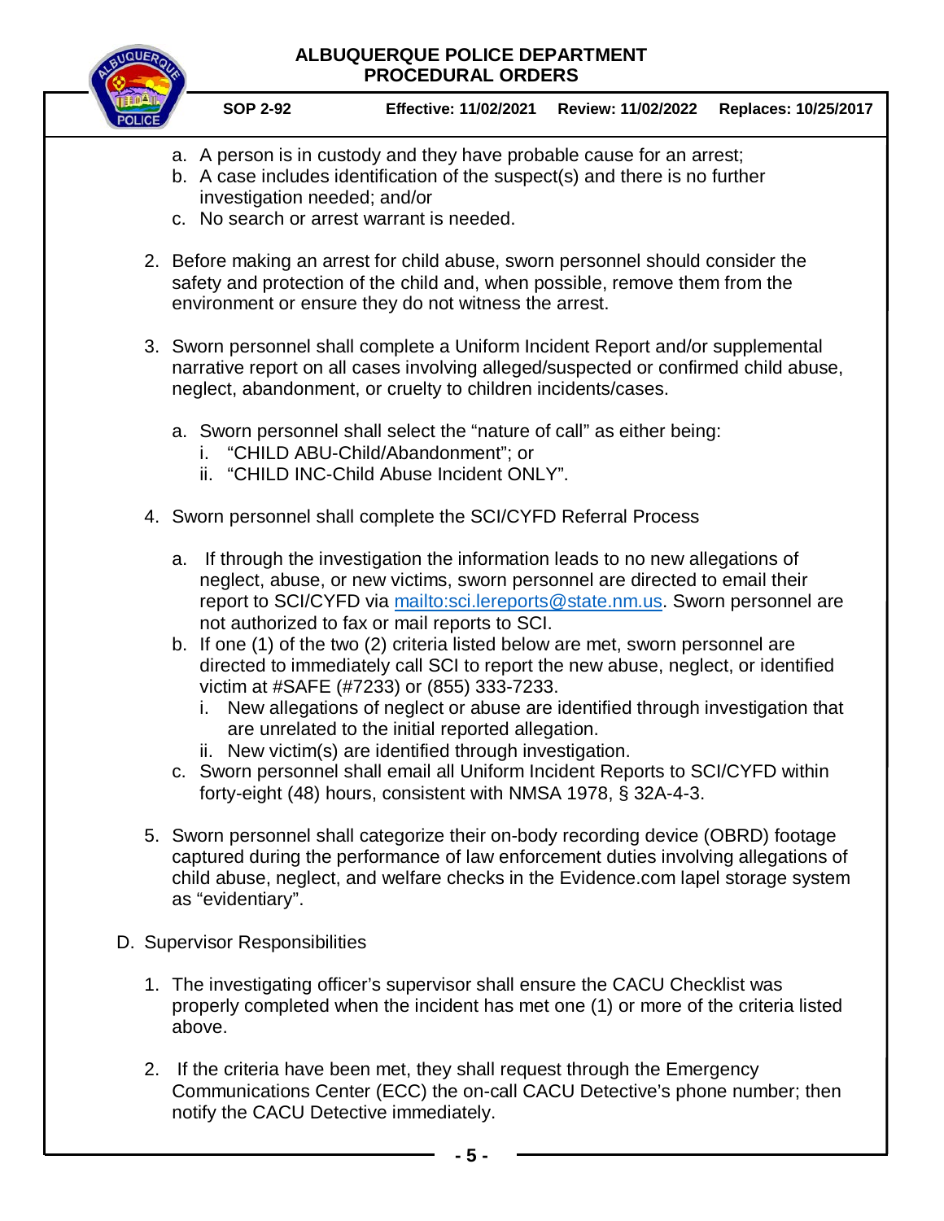a. A person is in custody and they have probable cause for an arrest;
   b. A case includes identification of the suspect(s) and there is no further investigation needed; and/or
   c. No search or arrest warrant is needed.

2. Before making an arrest for child abuse, sworn personnel should consider the safety and protection of the child and, when possible, remove them from the environment or ensure they do not witness the arrest.

3. Sworn personnel shall complete a Uniform Incident Report and/or supplemental narrative report on all cases involving alleged/suspected or confirmed child abuse, neglect, abandonment, or cruelty to children incidents/cases.

   a. Sworn personnel shall select the "nature of call" as either being:
      i. "CHILD ABU-Child/Abandonment"; or
      ii. "CHILD INC-Child Abuse Incident ONLY".

4. Sworn personnel shall complete the SCI/CYFD Referral Process

   a. If through the investigation the information leads to no new allegations of neglect, abuse, or new victims, sworn personnel are directed to email their report to SCI/CYFD via mailto:sci.lereports@state.nm.us. Sworn personnel are not authorized to fax or mail reports to SCI.
   b. If one (1) of the two (2) criteria listed below are met, sworn personnel are directed to immediately call SCI to report the new abuse, neglect, or identified victim at #SAFE (#7233) or (855) 333-7233.
      i. New allegations of neglect or abuse are identified through investigation that are unrelated to the initial reported allegation.
      ii. New victim(s) are identified through investigation.
   c. Sworn personnel shall email all Uniform Incident Reports to SCI/CYFD within forty-eight (48) hours, consistent with NMSA 1978, § 32A-4-3.

5. Sworn personnel shall categorize their on-body recording device (OBRD) footage captured during the performance of law enforcement duties involving allegations of child abuse, neglect, and welfare checks in the Evidence.com lapel storage system as "evidentiary".

D. Supervisor Responsibilities

1. The investigating officer's supervisor shall ensure the CACU Checklist was properly completed when the incident has met one (1) or more of the criteria listed above.

2. If the criteria have been met, they shall request through the Emergency Communications Center (ECC) the on-call CACU Detective's phone number; then notify the CACU Detective immediately.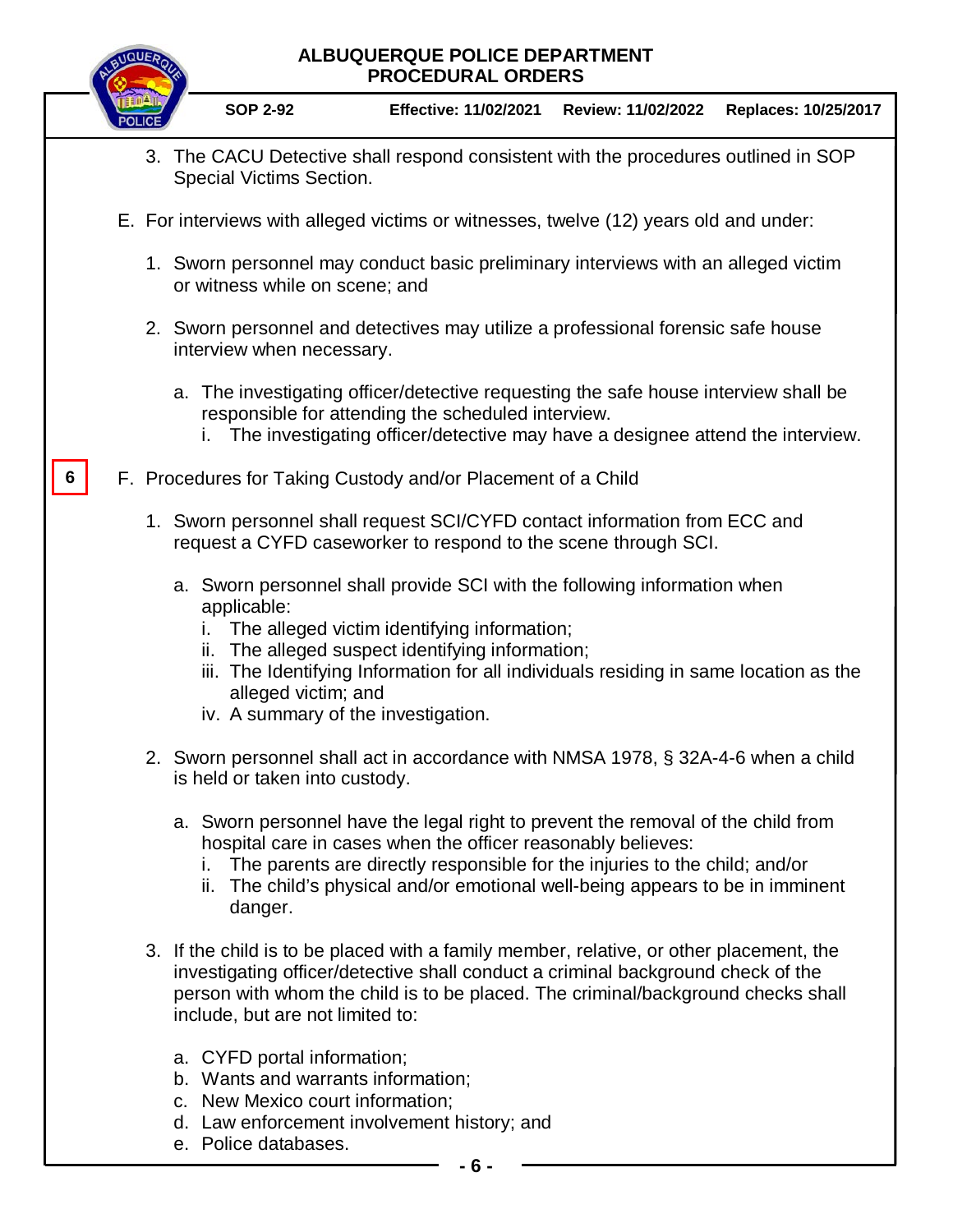3. The CACU Detective shall respond consistent with the procedures outlined in SOP Special Victims Section.

E. For interviews with alleged victims or witnesses, twelve (12) years old and under:

1. Sworn personnel may conduct basic preliminary interviews with an alleged victim or witness while on scene; and

2. Sworn personnel and detectives may utilize a professional forensic safe house interview when necessary.

   a. The investigating officer/detective requesting the safe house interview shall be responsible for attending the scheduled interview.
      i. The investigating officer/detective may have a designee attend the interview.

6

F. Procedures for Taking Custody and/or Placement of a Child

1. Sworn personnel shall request SCI/CYFD contact information from ECC and request a CYFD caseworker to respond to the scene through SCI.

   a. Sworn personnel shall provide SCI with the following information when applicable:
      i. The alleged victim identifying information;
      ii. The alleged suspect identifying information;
      iii. The Identifying Information for all individuals residing in same location as the alleged victim; and
      iv. A summary of the investigation.

2. Sworn personnel shall act in accordance with NMSA 1978, § 32A-4-6 when a child is held or taken into custody.

   a. Sworn personnel have the legal right to prevent the removal of the child from hospital care in cases when the officer reasonably believes:
      i. The parents are directly responsible for the injuries to the child; and/or
      ii. The child's physical and/or emotional well-being appears to be in imminent danger.

3. If the child is to be placed with a family member, relative, or other placement, the investigating officer/detective shall conduct a criminal background check of the person with whom the child is to be placed. The criminal/background checks shall include, but are not limited to:

   a. CYFD portal information;
   b. Wants and warrants information;
   c. New Mexico court information;
   d. Law enforcement involvement history; and
   e. Police databases.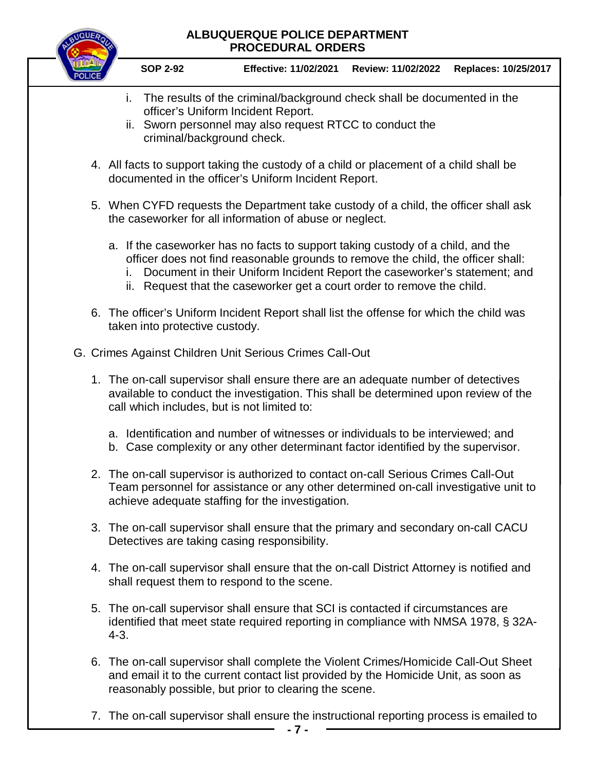i. The results of the criminal/background check shall be documented in the officer's Uniform Incident Report.
ii. Sworn personnel may also request RTCC to conduct the criminal/background check.

4. All facts to support taking the custody of a child or placement of a child shall be documented in the officer's Uniform Incident Report.

5. When CYFD requests the Department take custody of a child, the officer shall ask the caseworker for all information of abuse or neglect.

   a. If the caseworker has no facts to support taking custody of a child, and the officer does not find reasonable grounds to remove the child, the officer shall:
      i. Document in their Uniform Incident Report the caseworker's statement; and
      ii. Request that the caseworker get a court order to remove the child.

6. The officer's Uniform Incident Report shall list the offense for which the child was taken into protective custody.

G. Crimes Against Children Unit Serious Crimes Call-Out

1. The on-call supervisor shall ensure there are an adequate number of detectives available to conduct the investigation. This shall be determined upon review of the call which includes, but is not limited to:

   a. Identification and number of witnesses or individuals to be interviewed; and
   b. Case complexity or any other determinant factor identified by the supervisor.

2. The on-call supervisor is authorized to contact on-call Serious Crimes Call-Out Team personnel for assistance or any other determined on-call investigative unit to achieve adequate staffing for the investigation.

3. The on-call supervisor shall ensure that the primary and secondary on-call CACU Detectives are taking casing responsibility.

4. The on-call supervisor shall ensure that the on-call District Attorney is notified and shall request them to respond to the scene.

5. The on-call supervisor shall ensure that SCI is contacted if circumstances are identified that meet state required reporting in compliance with NMSA 1978, § 32A-4-3.

6. The on-call supervisor shall complete the Violent Crimes/Homicide Call-Out Sheet and email it to the current contact list provided by the Homicide Unit, as soon as reasonably possible, but prior to clearing the scene.

7. The on-call supervisor shall ensure the instructional reporting process is emailed to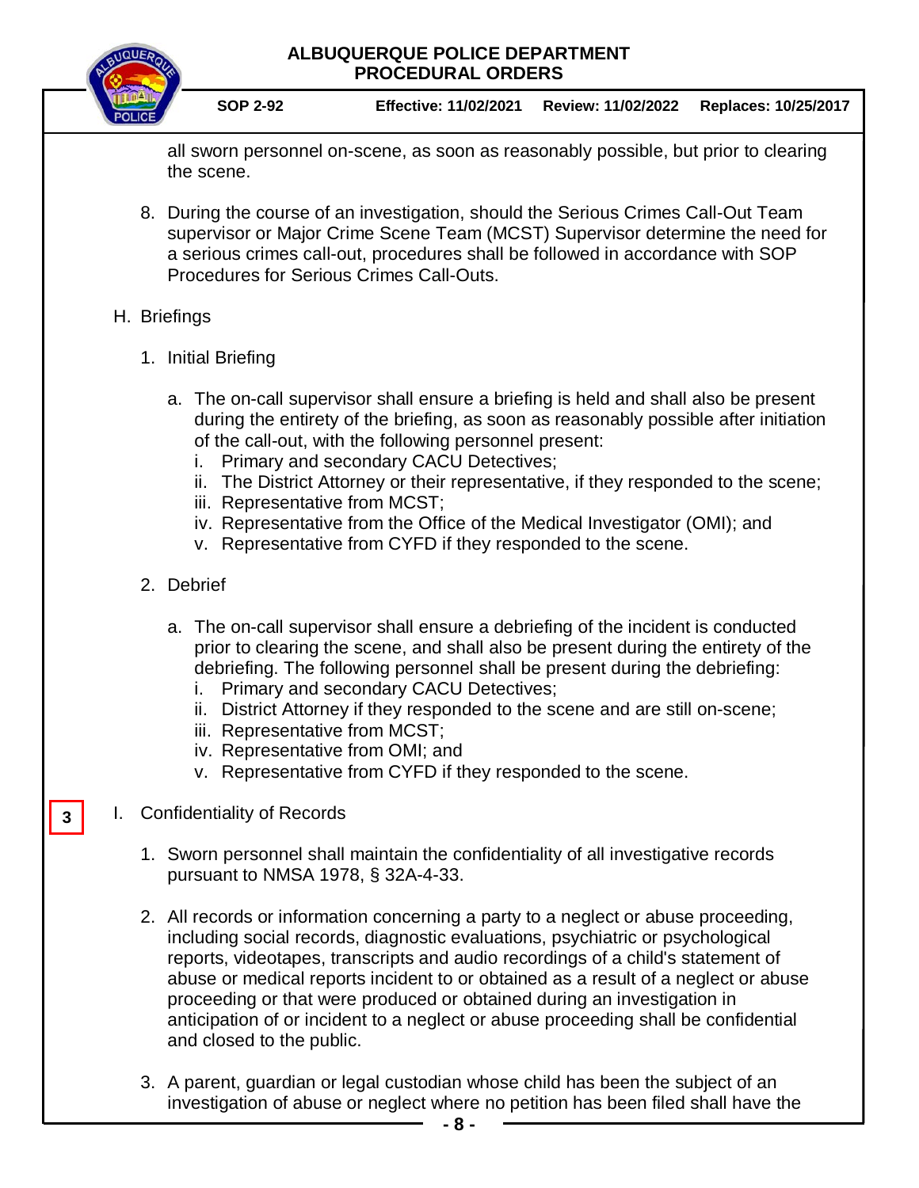all sworn personnel on-scene, as soon as reasonably possible, but prior to clearing the scene.

8. During the course of an investigation, should the Serious Crimes Call-Out Team supervisor or Major Crime Scene Team (MCST) Supervisor determine the need for a serious crimes call-out, procedures shall be followed in accordance with SOP Procedures for Serious Crimes Call-Outs.

H. Briefings

1. Initial Briefing

   a. The on-call supervisor shall ensure a briefing is held and shall also be present during the entirety of the briefing, as soon as reasonably possible after initiation of the call-out, with the following personnel present:
      i. Primary and secondary CACU Detectives;
      ii. The District Attorney or their representative, if they responded to the scene;
      iii. Representative from MCST;
      iv. Representative from the Office of the Medical Investigator (OMI); and
      v. Representative from CYFD if they responded to the scene.

2. Debrief

   a. The on-call supervisor shall ensure a debriefing of the incident is conducted prior to clearing the scene, and shall also be present during the entirety of the debriefing. The following personnel shall be present during the debriefing:
      i. Primary and secondary CACU Detectives;
      ii. District Attorney if they responded to the scene and are still on-scene;
      iii. Representative from MCST;
      iv. Representative from OMI; and
      v. Representative from CYFD if they responded to the scene.

3

I. Confidentiality of Records

1. Sworn personnel shall maintain the confidentiality of all investigative records pursuant to NMSA 1978, § 32A-4-33.

2. All records or information concerning a party to a neglect or abuse proceeding, including social records, diagnostic evaluations, psychiatric or psychological reports, videotapes, transcripts and audio recordings of a child's statement of abuse or medical reports incident to or obtained as a result of a neglect or abuse proceeding or that were produced or obtained during an investigation in anticipation of or incident to a neglect or abuse proceeding shall be confidential and closed to the public.

3. A parent, guardian or legal custodian whose child has been the subject of an investigation of abuse or neglect where no petition has been filed shall have the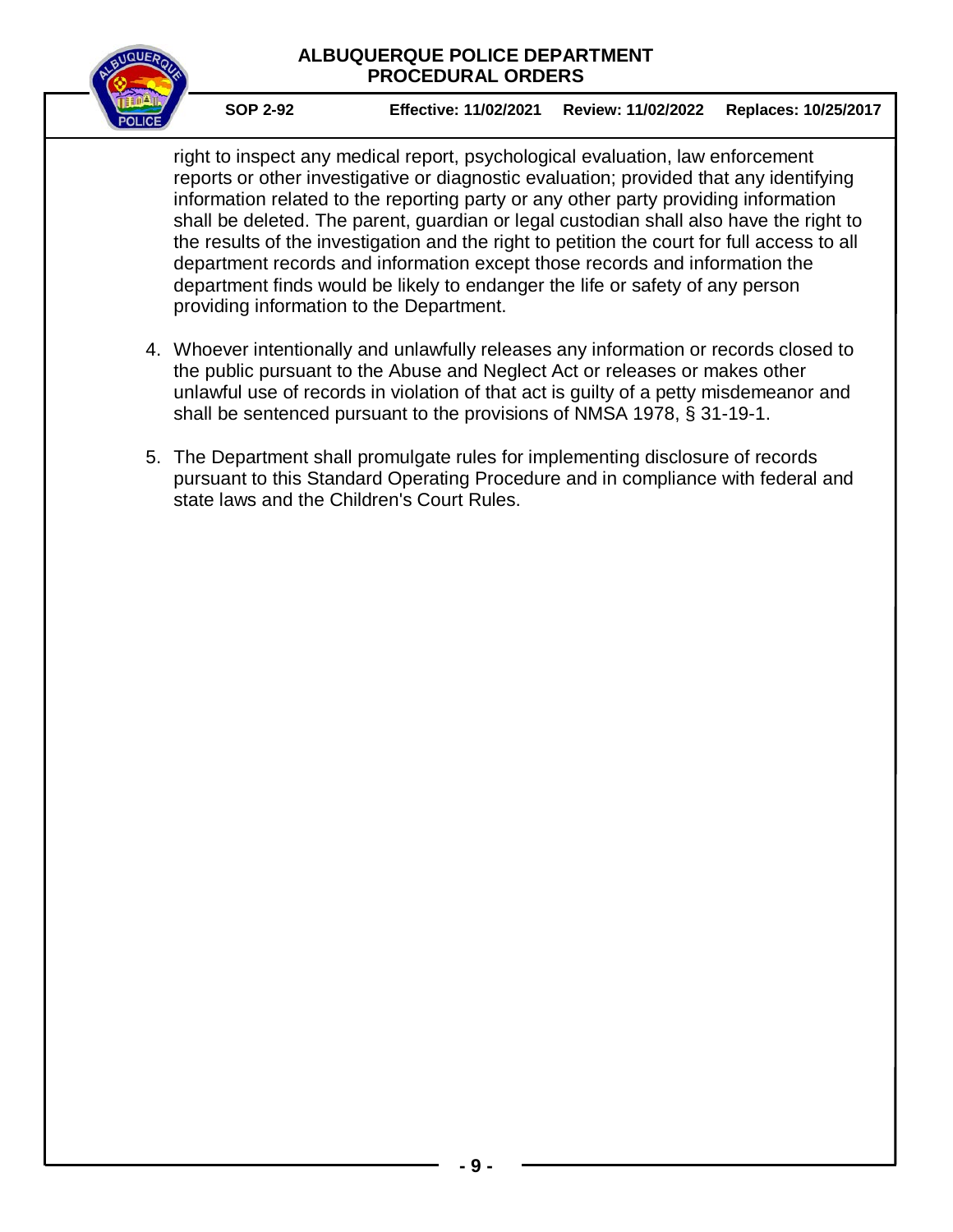right to inspect any medical report, psychological evaluation, law enforcement reports or other investigative or diagnostic evaluation; provided that any identifying information related to the reporting party or any other party providing information shall be deleted. The parent, guardian or legal custodian shall also have the right to the results of the investigation and the right to petition the court for full access to all department records and information except those records and information the department finds would be likely to endanger the life or safety of any person providing information to the Department.

4. Whoever intentionally and unlawfully releases any information or records closed to the public pursuant to the Abuse and Neglect Act or releases or makes other unlawful use of records in violation of that act is guilty of a petty misdemeanor and shall be sentenced pursuant to the provisions of NMSA 1978, § 31-19-1.

5. The Department shall promulgate rules for implementing disclosure of records pursuant to this Standard Operating Procedure and in compliance with federal and state laws and the Children's Court Rules.